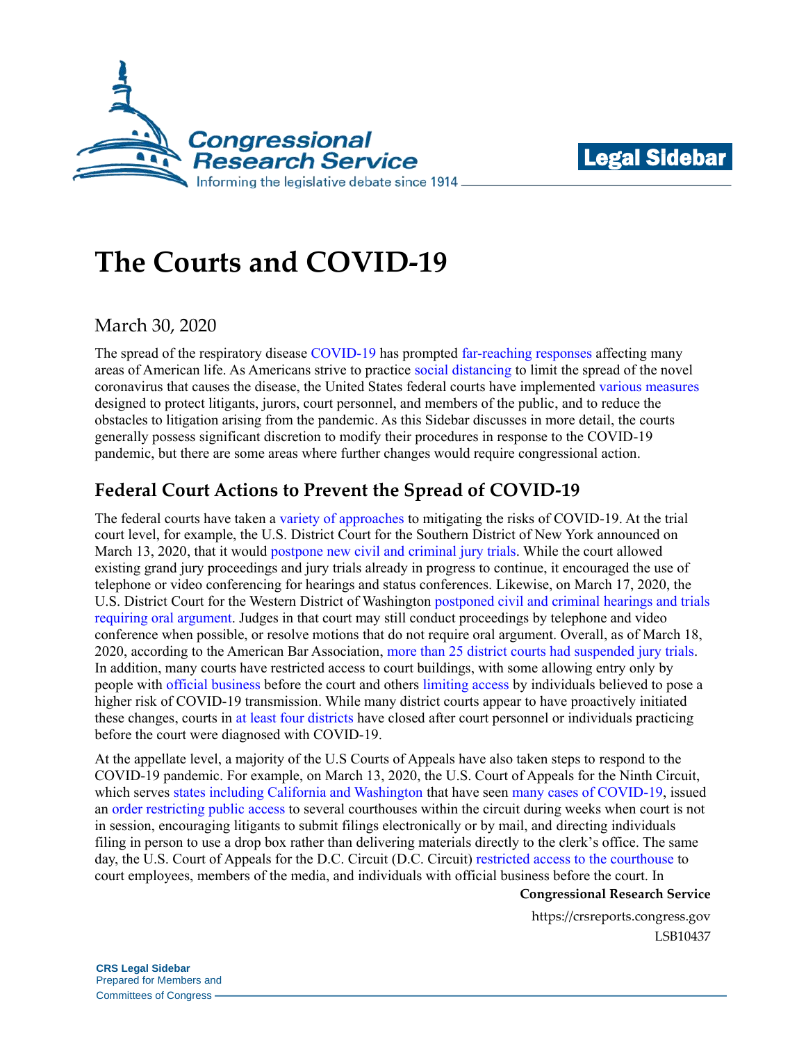# The Courts and COVID-19

March 30, 2020

The spread of the respiratory disease COVID-19 has prompted far-reaching responses affecting many areas of American life. As Americans strive to practice social distancing to limit the spread of the novel coronavirus that causes the disease, the United States federal courts have implemented various measures designed to protect litigants, jurors, court personnel, and members of the public, and to reduce the obstacles to litigation arising from the pandemic. As this Sidebar discusses in more detail, the courts generally possess significant discretion to modify their procedures in response to the COVID-19 pandemic, but there are some areas where further changes would require congressional action.

## Federal Court Actions to Prevent the Spread of COVID-19

The federal courts have taken a variety of approaches to mitigating the risks of COVID-19. At the trial court level, for example, the U.S. District Court for the Southern District of New York announced on March 13, 2020, that it would postpone new civil and criminal jury trials. While the court allowed existing grand jury proceedings and jury trials already in progress to continue, it encouraged the use of telephone or video conferencing for hearings and status conferences. Likewise, on March 17, 2020, the U.S. District Court for the Western District of Washington postponed civil and criminal hearings and trials requiring oral argument. Judges in that court may still conduct proceedings by telephone and video conference when possible, or resolve motions that do not require oral argument. Overall, as of March 18, 2020, according to the American Bar Association, more than 25 district courts had suspended jury trials. In addition, many courts have restricted access to court buildings, with some allowing entry only by people with official business before the court and others limiting access by individuals believed to pose a higher risk of COVID-19 transmission. While many district courts appear to have proactively initiated these changes, courts in at least four districts have closed after court personnel or individuals practicing before the court were diagnosed with COVID-19.

At the appellate level, a majority of the U.S Courts of Appeals have also taken steps to respond to the COVID-19 pandemic. For example, on March 13, 2020, the U.S. Court of Appeals for the Ninth Circuit, which serves states including California and Washington that have seen many cases of COVID-19, issued an order restricting public access to several courthouses within the circuit during weeks when court is not in session, encouraging litigants to submit filings electronically or by mail, and directing individuals filing in person to use a drop box rather than delivering materials directly to the clerk's office. The same day, the U.S. Court of Appeals for the D.C. Circuit (D.C. Circuit) restricted access to the courthouse to court employees, members of the media, and individuals with official business before the court. In

**Congressional Research Service**

https://crsreports.congress.gov

LSB10437

**CRS Legal Sidebar**
Prepared for Members and
Committees of Congress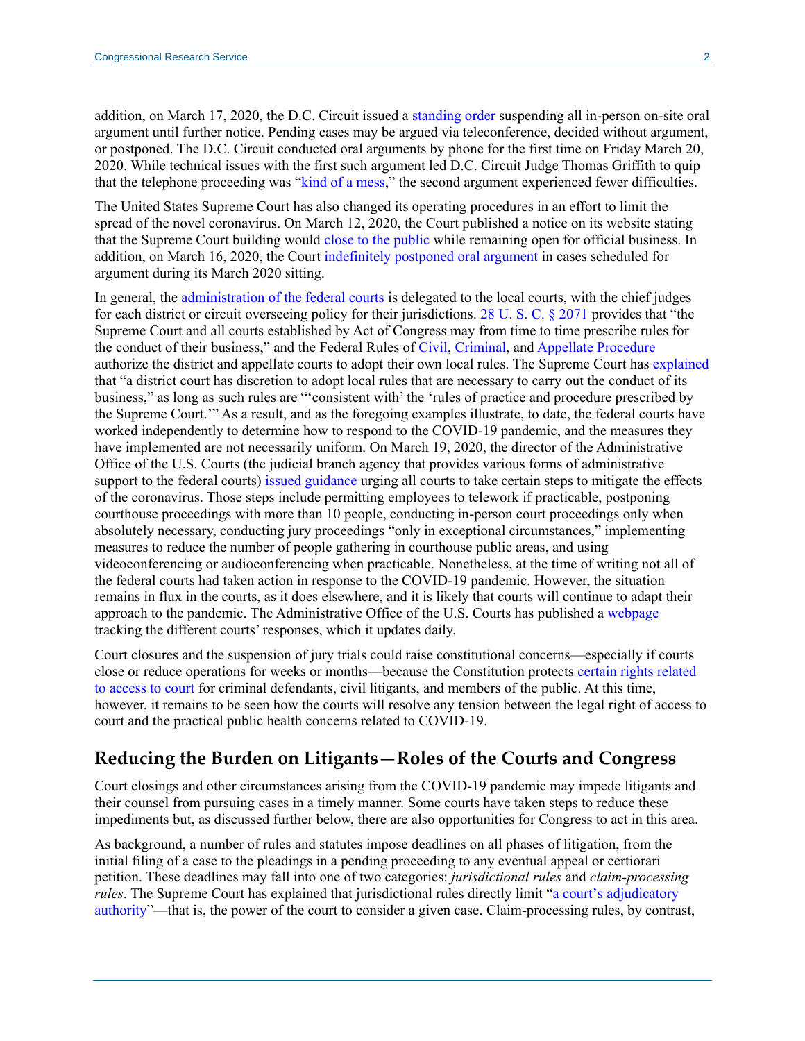addition, on March 17, 2020, the D.C. Circuit issued a standing order suspending all in-person on-site oral argument until further notice. Pending cases may be argued via teleconference, decided without argument, or postponed. The D.C. Circuit conducted oral arguments by phone for the first time on Friday March 20, 2020. While technical issues with the first such argument led D.C. Circuit Judge Thomas Griffith to quip that the telephone proceeding was "kind of a mess," the second argument experienced fewer difficulties.

The United States Supreme Court has also changed its operating procedures in an effort to limit the spread of the novel coronavirus. On March 12, 2020, the Court published a notice on its website stating that the Supreme Court building would close to the public while remaining open for official business. In addition, on March 16, 2020, the Court indefinitely postponed oral argument in cases scheduled for argument during its March 2020 sitting.

In general, the administration of the federal courts is delegated to the local courts, with the chief judges for each district or circuit overseeing policy for their jurisdictions. 28 U. S. C. § 2071 provides that "the Supreme Court and all courts established by Act of Congress may from time to time prescribe rules for the conduct of their business," and the Federal Rules of Civil, Criminal, and Appellate Procedure authorize the district and appellate courts to adopt their own local rules. The Supreme Court has explained that "a district court has discretion to adopt local rules that are necessary to carry out the conduct of its business," as long as such rules are "'consistent with' the 'rules of practice and procedure prescribed by the Supreme Court.'" As a result, and as the foregoing examples illustrate, to date, the federal courts have worked independently to determine how to respond to the COVID-19 pandemic, and the measures they have implemented are not necessarily uniform. On March 19, 2020, the director of the Administrative Office of the U.S. Courts (the judicial branch agency that provides various forms of administrative support to the federal courts) issued guidance urging all courts to take certain steps to mitigate the effects of the coronavirus. Those steps include permitting employees to telework if practicable, postponing courthouse proceedings with more than 10 people, conducting in-person court proceedings only when absolutely necessary, conducting jury proceedings "only in exceptional circumstances," implementing measures to reduce the number of people gathering in courthouse public areas, and using videoconferencing or audioconferencing when practicable. Nonetheless, at the time of writing not all of the federal courts had taken action in response to the COVID-19 pandemic. However, the situation remains in flux in the courts, as it does elsewhere, and it is likely that courts will continue to adapt their approach to the pandemic. The Administrative Office of the U.S. Courts has published a webpage tracking the different courts' responses, which it updates daily.

Court closures and the suspension of jury trials could raise constitutional concerns—especially if courts close or reduce operations for weeks or months—because the Constitution protects certain rights related to access to court for criminal defendants, civil litigants, and members of the public. At this time, however, it remains to be seen how the courts will resolve any tension between the legal right of access to court and the practical public health concerns related to COVID-19.

## Reducing the Burden on Litigants—Roles of the Courts and Congress

Court closings and other circumstances arising from the COVID-19 pandemic may impede litigants and their counsel from pursuing cases in a timely manner. Some courts have taken steps to reduce these impediments but, as discussed further below, there are also opportunities for Congress to act in this area.

As background, a number of rules and statutes impose deadlines on all phases of litigation, from the initial filing of a case to the pleadings in a pending proceeding to any eventual appeal or certiorari petition. These deadlines may fall into one of two categories: *jurisdictional rules* and *claim-processing rules*. The Supreme Court has explained that jurisdictional rules directly limit "a court's adjudicatory authority"—that is, the power of the court to consider a given case. Claim-processing rules, by contrast,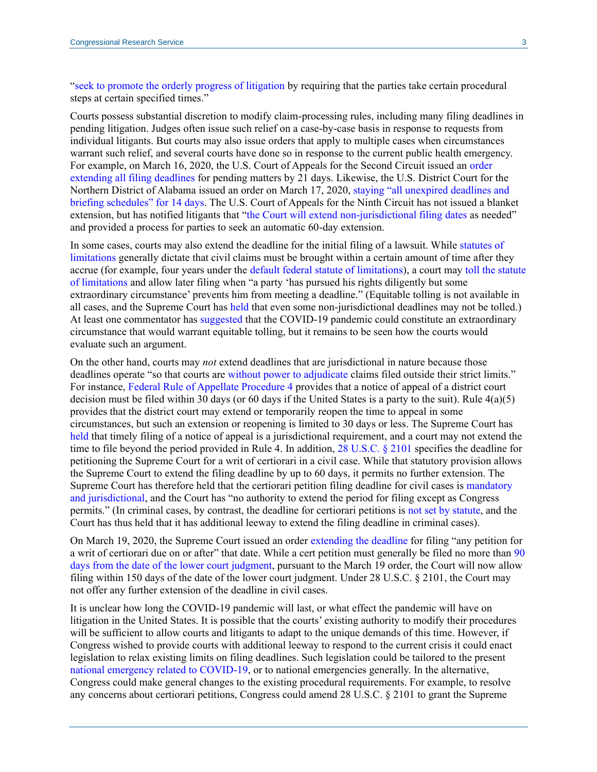"seek to promote the orderly progress of litigation by requiring that the parties take certain procedural steps at certain specified times."

Courts possess substantial discretion to modify claim-processing rules, including many filing deadlines in pending litigation. Judges often issue such relief on a case-by-case basis in response to requests from individual litigants. But courts may also issue orders that apply to multiple cases when circumstances warrant such relief, and several courts have done so in response to the current public health emergency. For example, on March 16, 2020, the U.S. Court of Appeals for the Second Circuit issued an order extending all filing deadlines for pending matters by 21 days. Likewise, the U.S. District Court for the Northern District of Alabama issued an order on March 17, 2020, staying "all unexpired deadlines and briefing schedules" for 14 days. The U.S. Court of Appeals for the Ninth Circuit has not issued a blanket extension, but has notified litigants that "the Court will extend non-jurisdictional filing dates as needed" and provided a process for parties to seek an automatic 60-day extension.

In some cases, courts may also extend the deadline for the initial filing of a lawsuit. While statutes of limitations generally dictate that civil claims must be brought within a certain amount of time after they accrue (for example, four years under the default federal statute of limitations), a court may toll the statute of limitations and allow later filing when "a party 'has pursued his rights diligently but some extraordinary circumstance' prevents him from meeting a deadline." (Equitable tolling is not available in all cases, and the Supreme Court has held that even some non-jurisdictional deadlines may not be tolled.) At least one commentator has suggested that the COVID-19 pandemic could constitute an extraordinary circumstance that would warrant equitable tolling, but it remains to be seen how the courts would evaluate such an argument.

On the other hand, courts may *not* extend deadlines that are jurisdictional in nature because those deadlines operate "so that courts are without power to adjudicate claims filed outside their strict limits." For instance, Federal Rule of Appellate Procedure 4 provides that a notice of appeal of a district court decision must be filed within 30 days (or 60 days if the United States is a party to the suit). Rule 4(a)(5) provides that the district court may extend or temporarily reopen the time to appeal in some circumstances, but such an extension or reopening is limited to 30 days or less. The Supreme Court has held that timely filing of a notice of appeal is a jurisdictional requirement, and a court may not extend the time to file beyond the period provided in Rule 4. In addition, 28 U.S.C. § 2101 specifies the deadline for petitioning the Supreme Court for a writ of certiorari in a civil case. While that statutory provision allows the Supreme Court to extend the filing deadline by up to 60 days, it permits no further extension. The Supreme Court has therefore held that the certiorari petition filing deadline for civil cases is mandatory and jurisdictional, and the Court has "no authority to extend the period for filing except as Congress permits." (In criminal cases, by contrast, the deadline for certiorari petitions is not set by statute, and the Court has thus held that it has additional leeway to extend the filing deadline in criminal cases).

On March 19, 2020, the Supreme Court issued an order extending the deadline for filing "any petition for a writ of certiorari due on or after" that date. While a cert petition must generally be filed no more than 90 days from the date of the lower court judgment, pursuant to the March 19 order, the Court will now allow filing within 150 days of the date of the lower court judgment. Under 28 U.S.C. § 2101, the Court may not offer any further extension of the deadline in civil cases.

It is unclear how long the COVID-19 pandemic will last, or what effect the pandemic will have on litigation in the United States. It is possible that the courts' existing authority to modify their procedures will be sufficient to allow courts and litigants to adapt to the unique demands of this time. However, if Congress wished to provide courts with additional leeway to respond to the current crisis it could enact legislation to relax existing limits on filing deadlines. Such legislation could be tailored to the present national emergency related to COVID-19, or to national emergencies generally. In the alternative, Congress could make general changes to the existing procedural requirements. For example, to resolve any concerns about certiorari petitions, Congress could amend 28 U.S.C. § 2101 to grant the Supreme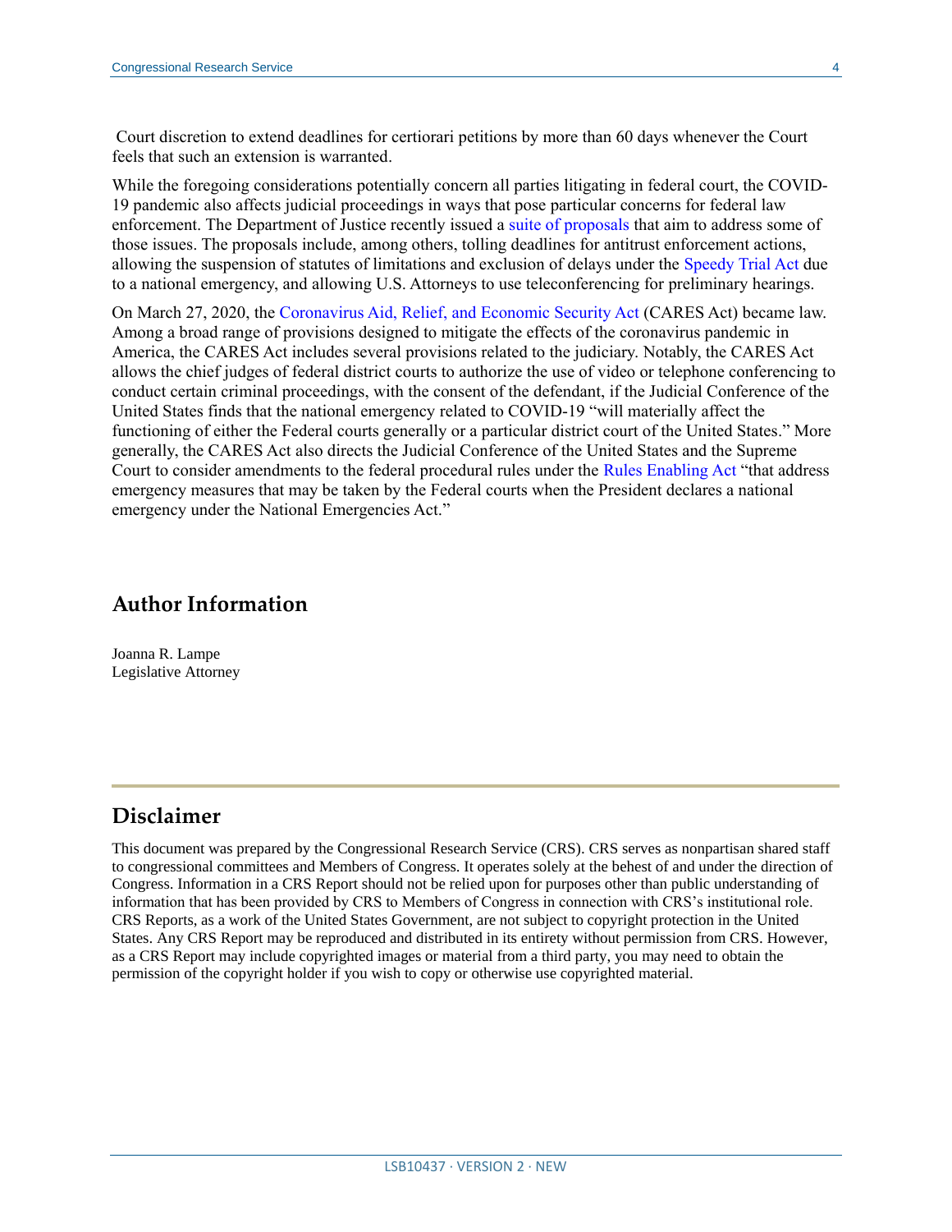Court discretion to extend deadlines for certiorari petitions by more than 60 days whenever the Court feels that such an extension is warranted.

While the foregoing considerations potentially concern all parties litigating in federal court, the COVID-19 pandemic also affects judicial proceedings in ways that pose particular concerns for federal law enforcement. The Department of Justice recently issued a suite of proposals that aim to address some of those issues. The proposals include, among others, tolling deadlines for antitrust enforcement actions, allowing the suspension of statutes of limitations and exclusion of delays under the Speedy Trial Act due to a national emergency, and allowing U.S. Attorneys to use teleconferencing for preliminary hearings.

On March 27, 2020, the Coronavirus Aid, Relief, and Economic Security Act (CARES Act) became law. Among a broad range of provisions designed to mitigate the effects of the coronavirus pandemic in America, the CARES Act includes several provisions related to the judiciary. Notably, the CARES Act allows the chief judges of federal district courts to authorize the use of video or telephone conferencing to conduct certain criminal proceedings, with the consent of the defendant, if the Judicial Conference of the United States finds that the national emergency related to COVID-19 "will materially affect the functioning of either the Federal courts generally or a particular district court of the United States." More generally, the CARES Act also directs the Judicial Conference of the United States and the Supreme Court to consider amendments to the federal procedural rules under the Rules Enabling Act "that address emergency measures that may be taken by the Federal courts when the President declares a national emergency under the National Emergencies Act."

## Author Information

Joanna R. Lampe
Legislative Attorney

## Disclaimer

This document was prepared by the Congressional Research Service (CRS). CRS serves as nonpartisan shared staff to congressional committees and Members of Congress. It operates solely at the behest of and under the direction of Congress. Information in a CRS Report should not be relied upon for purposes other than public understanding of information that has been provided by CRS to Members of Congress in connection with CRS's institutional role. CRS Reports, as a work of the United States Government, are not subject to copyright protection in the United States. Any CRS Report may be reproduced and distributed in its entirety without permission from CRS. However, as a CRS Report may include copyrighted images or material from a third party, you may need to obtain the permission of the copyright holder if you wish to copy or otherwise use copyrighted material.